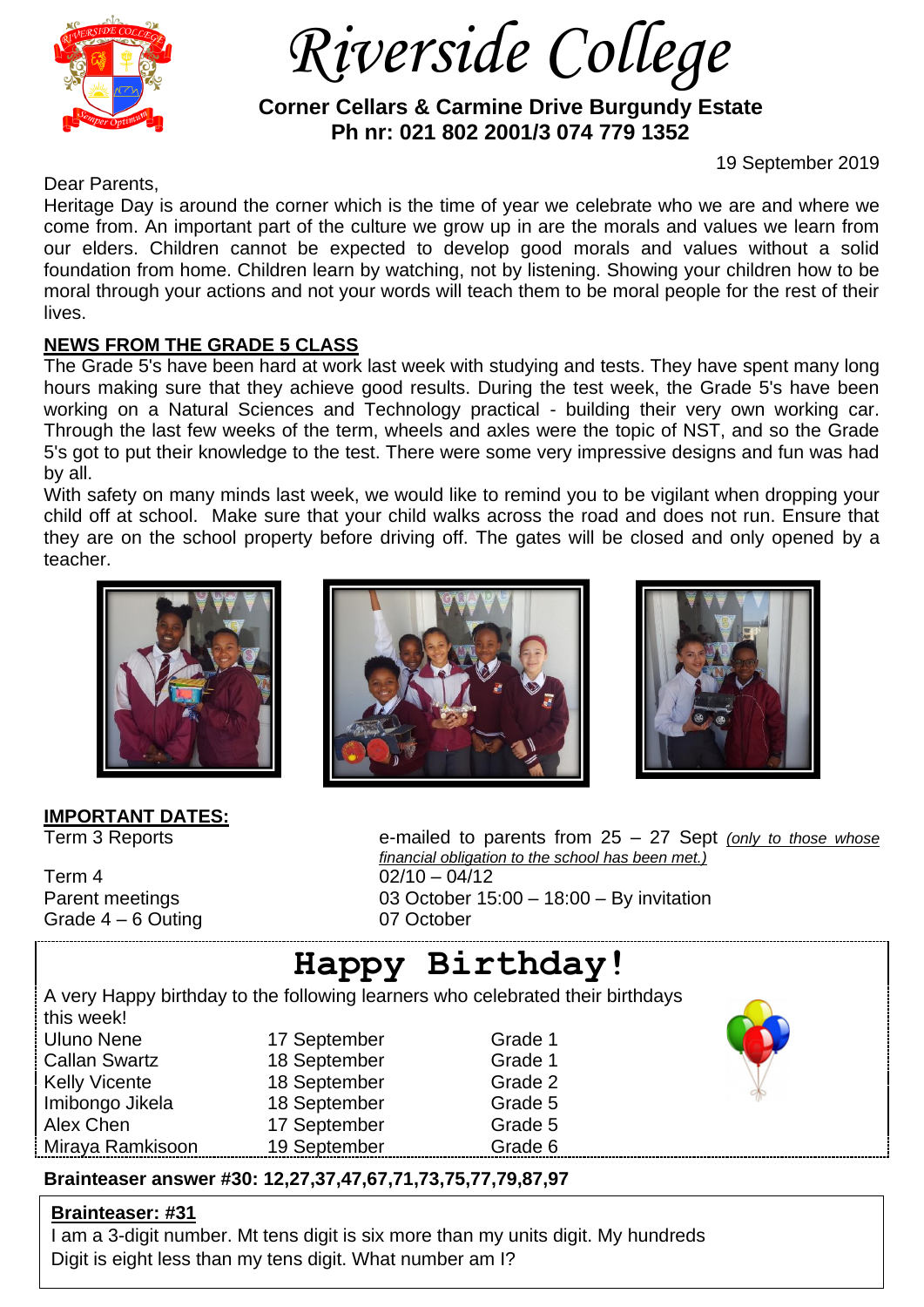# Riverside College

**Corner Cellars & Carmine Drive Burgundy Estate**
**Ph nr: 021 802 2001/3 074 779 1352**

19 September 2019

Dear Parents,

Heritage Day is around the corner which is the time of year we celebrate who we are and where we come from. An important part of the culture we grow up in are the morals and values we learn from our elders. Children cannot be expected to develop good morals and values without a solid foundation from home. Children learn by watching, not by listening. Showing your children how to be moral through your actions and not your words will teach them to be moral people for the rest of their lives.

## NEWS FROM THE GRADE 5 CLASS

The Grade 5's have been hard at work last week with studying and tests. They have spent many long hours making sure that they achieve good results. During the test week, the Grade 5's have been working on a Natural Sciences and Technology practical - building their very own working car. Through the last few weeks of the term, wheels and axles were the topic of NST, and so the Grade 5's got to put their knowledge to the test. There were some very impressive designs and fun was had by all.

With safety on many minds last week, we would like to remind you to be vigilant when dropping your child off at school. Make sure that your child walks across the road and does not run. Ensure that they are on the school property before driving off. The gates will be closed and only opened by a teacher.

## IMPORTANT DATES:

| | |
|---|---|
| Term 3 Reports | e-mailed to parents from 25 – 27 Sept *(only to those whose financial obligation to the school has been met.)* |
| Term 4 | 02/10 – 04/12 |
| Parent meetings | 03 October 15:00 – 18:00 – By invitation |
| Grade 4 – 6 Outing | 07 October |

## Happy Birthday!

A very Happy birthday to the following learners who celebrated their birthdays this week!

| | | |
|---|---|---|
| Uluno Nene | 17 September | Grade 1 |
| Callan Swartz | 18 September | Grade 1 |
| Kelly Vicente | 18 September | Grade 2 |
| Imibongo Jikela | 18 September | Grade 5 |
| Alex Chen | 17 September | Grade 5 |
| Miraya Ramkisoon | 19 September | Grade 6 |

**Brainteaser answer #30: 12,27,37,47,67,71,73,75,77,79,87,97**

**Brainteaser: #31**

I am a 3-digit number. Mt tens digit is six more than my units digit. My hundreds Digit is eight less than my tens digit. What number am I?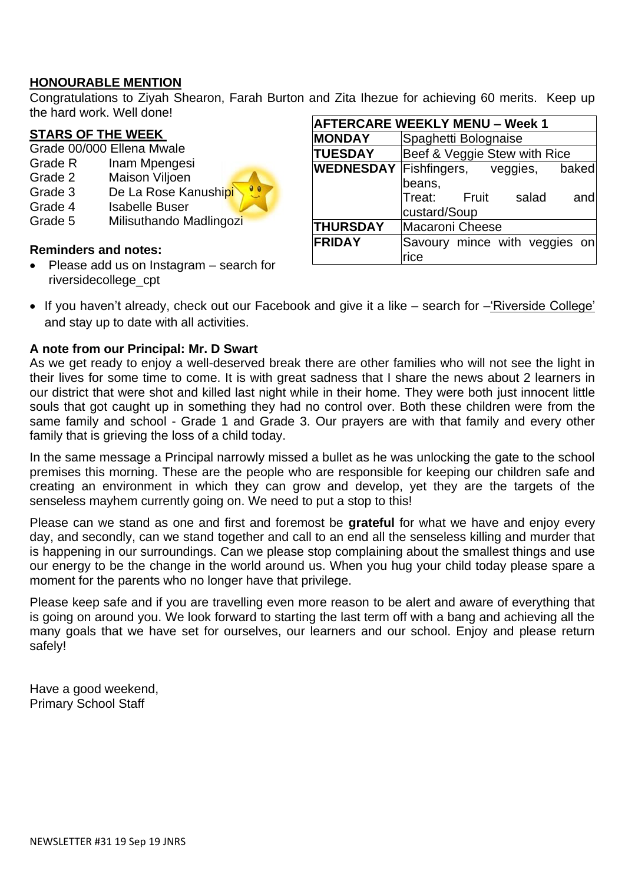## HONOURABLE MENTION

Congratulations to Ziyah Shearon, Farah Burton and Zita Ihezue for achieving 60 merits. Keep up the hard work. Well done!

## STARS OF THE WEEK

Grade 00/000 Ellena Mwale
Grade R Inam Mpengesi
Grade 2 Maison Viljoen
Grade 3 De La Rose Kanushipi
Grade 4 Isabelle Buser
Grade 5 Milisuthando Madlingozi

| AFTERCARE WEEKLY MENU – Week 1 | |
|---|---|
| **MONDAY** | Spaghetti Bolognaise |
| **TUESDAY** | Beef & Veggie Stew with Rice |
| **WEDNESDAY** | Fishfingers, veggies, baked beans,<br>Treat: Fruit salad and custard/Soup |
| **THURSDAY** | Macaroni Cheese |
| **FRIDAY** | Savoury mince with veggies on rice |

**Reminders and notes:**

- Please add us on Instagram – search for riversidecollege_cpt
- If you haven't already, check out our Facebook and give it a like – search for –'Riverside College' and stay up to date with all activities.

**A note from our Principal: Mr. D Swart**

As we get ready to enjoy a well-deserved break there are other families who will not see the light in their lives for some time to come. It is with great sadness that I share the news about 2 learners in our district that were shot and killed last night while in their home. They were both just innocent little souls that got caught up in something they had no control over. Both these children were from the same family and school - Grade 1 and Grade 3. Our prayers are with that family and every other family that is grieving the loss of a child today.

In the same message a Principal narrowly missed a bullet as he was unlocking the gate to the school premises this morning. These are the people who are responsible for keeping our children safe and creating an environment in which they can grow and develop, yet they are the targets of the senseless mayhem currently going on. We need to put a stop to this!

Please can we stand as one and first and foremost be **grateful** for what we have and enjoy every day, and secondly, can we stand together and call to an end all the senseless killing and murder that is happening in our surroundings. Can we please stop complaining about the smallest things and use our energy to be the change in the world around us. When you hug your child today please spare a moment for the parents who no longer have that privilege.

Please keep safe and if you are travelling even more reason to be alert and aware of everything that is going on around you. We look forward to starting the last term off with a bang and achieving all the many goals that we have set for ourselves, our learners and our school. Enjoy and please return safely!

Have a good weekend,
Primary School Staff